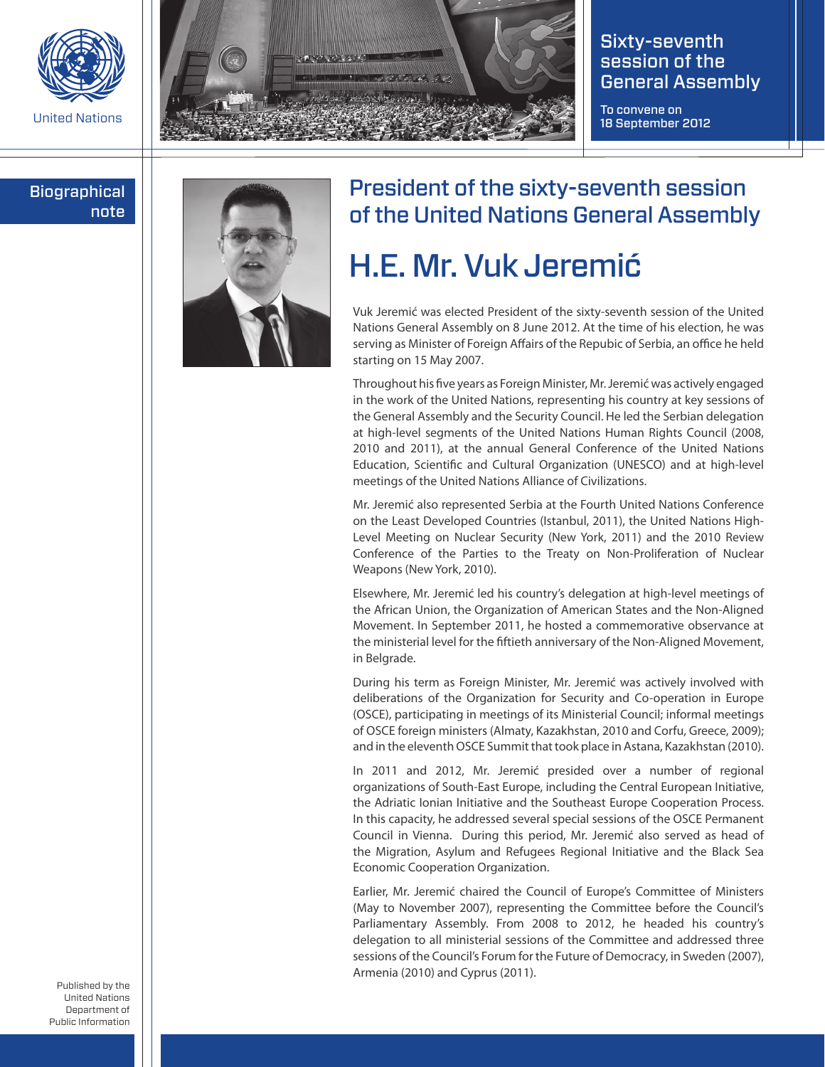United Nations

# Sixty-seventh session of the General Assembly

To convene on 18 September 2012

Biographical note

## President of the sixty-seventh session of the United Nations General Assembly

# H.E. Mr. Vuk Jeremić

Vuk Jeremić was elected President of the sixty-seventh session of the United Nations General Assembly on 8 June 2012. At the time of his election, he was serving as Minister of Foreign Affairs of the Republic of Serbia, an office he held starting on 15 May 2007.

Throughout his five years as Foreign Minister, Mr. Jeremić was actively engaged in the work of the United Nations, representing his country at key sessions of the General Assembly and the Security Council. He led the Serbian delegation at high-level segments of the United Nations Human Rights Council (2008, 2010 and 2011), at the annual General Conference of the United Nations Education, Scientific and Cultural Organization (UNESCO) and at high-level meetings of the United Nations Alliance of Civilizations.

Mr. Jeremić also represented Serbia at the Fourth United Nations Conference on the Least Developed Countries (Istanbul, 2011), the United Nations High-Level Meeting on Nuclear Security (New York, 2011) and the 2010 Review Conference of the Parties to the Treaty on Non-Proliferation of Nuclear Weapons (New York, 2010).

Elsewhere, Mr. Jeremić led his country's delegation at high-level meetings of the African Union, the Organization of American States and the Non-Aligned Movement. In September 2011, he hosted a commemorative observance at the ministerial level for the fiftieth anniversary of the Non-Aligned Movement, in Belgrade.

During his term as Foreign Minister, Mr. Jeremić was actively involved with deliberations of the Organization for Security and Co-operation in Europe (OSCE), participating in meetings of its Ministerial Council; informal meetings of OSCE foreign ministers (Almaty, Kazakhstan, 2010 and Corfu, Greece, 2009); and in the eleventh OSCE Summit that took place in Astana, Kazakhstan (2010).

In 2011 and 2012, Mr. Jeremić presided over a number of regional organizations of South-East Europe, including the Central European Initiative, the Adriatic Ionian Initiative and the Southeast Europe Cooperation Process. In this capacity, he addressed several special sessions of the OSCE Permanent Council in Vienna. During this period, Mr. Jeremić also served as head of the Migration, Asylum and Refugees Regional Initiative and the Black Sea Economic Cooperation Organization.

Earlier, Mr. Jeremić chaired the Council of Europe's Committee of Ministers (May to November 2007), representing the Committee before the Council's Parliamentary Assembly. From 2008 to 2012, he headed his country's delegation to all ministerial sessions of the Committee and addressed three sessions of the Council's Forum for the Future of Democracy, in Sweden (2007), Armenia (2010) and Cyprus (2011).

Published by the United Nations Department of Public Information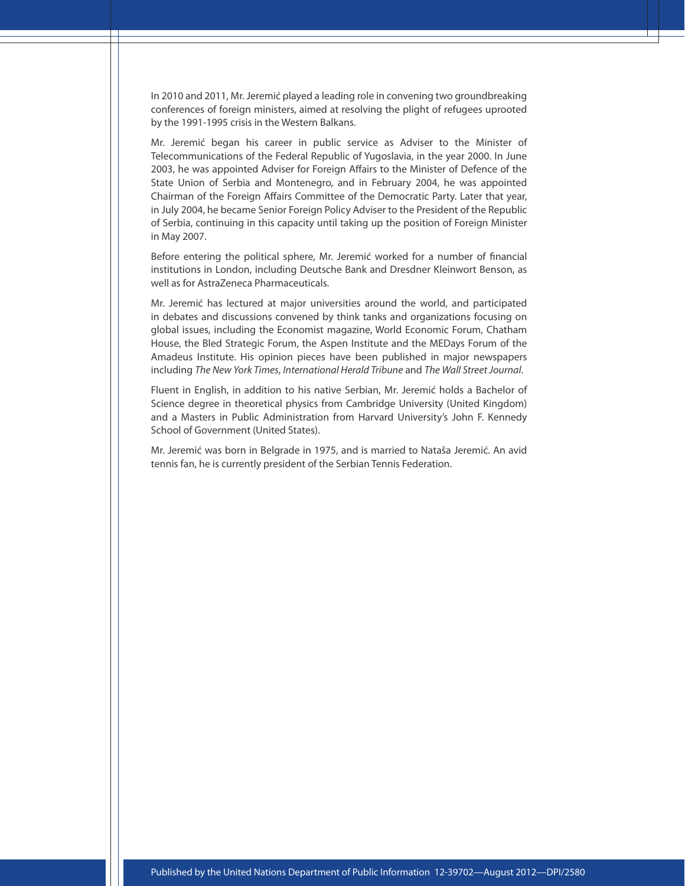In 2010 and 2011, Mr. Jeremić played a leading role in convening two groundbreaking conferences of foreign ministers, aimed at resolving the plight of refugees uprooted by the 1991-1995 crisis in the Western Balkans.

Mr. Jeremić began his career in public service as Adviser to the Minister of Telecommunications of the Federal Republic of Yugoslavia, in the year 2000. In June 2003, he was appointed Adviser for Foreign Affairs to the Minister of Defence of the State Union of Serbia and Montenegro, and in February 2004, he was appointed Chairman of the Foreign Affairs Committee of the Democratic Party. Later that year, in July 2004, he became Senior Foreign Policy Adviser to the President of the Republic of Serbia, continuing in this capacity until taking up the position of Foreign Minister in May 2007.

Before entering the political sphere, Mr. Jeremić worked for a number of financial institutions in London, including Deutsche Bank and Dresdner Kleinwort Benson, as well as for AstraZeneca Pharmaceuticals.

Mr. Jeremić has lectured at major universities around the world, and participated in debates and discussions convened by think tanks and organizations focusing on global issues, including the Economist magazine, World Economic Forum, Chatham House, the Bled Strategic Forum, the Aspen Institute and the MEDays Forum of the Amadeus Institute. His opinion pieces have been published in major newspapers including *The New York Times*, *International Herald Tribune* and *The Wall Street Journal*.

Fluent in English, in addition to his native Serbian, Mr. Jeremić holds a Bachelor of Science degree in theoretical physics from Cambridge University (United Kingdom) and a Masters in Public Administration from Harvard University's John F. Kennedy School of Government (United States).

Mr. Jeremić was born in Belgrade in 1975, and is married to Nataša Jeremić. An avid tennis fan, he is currently president of the Serbian Tennis Federation.

Published by the United Nations Department of Public Information 12-39702—August 2012—DPI/2580